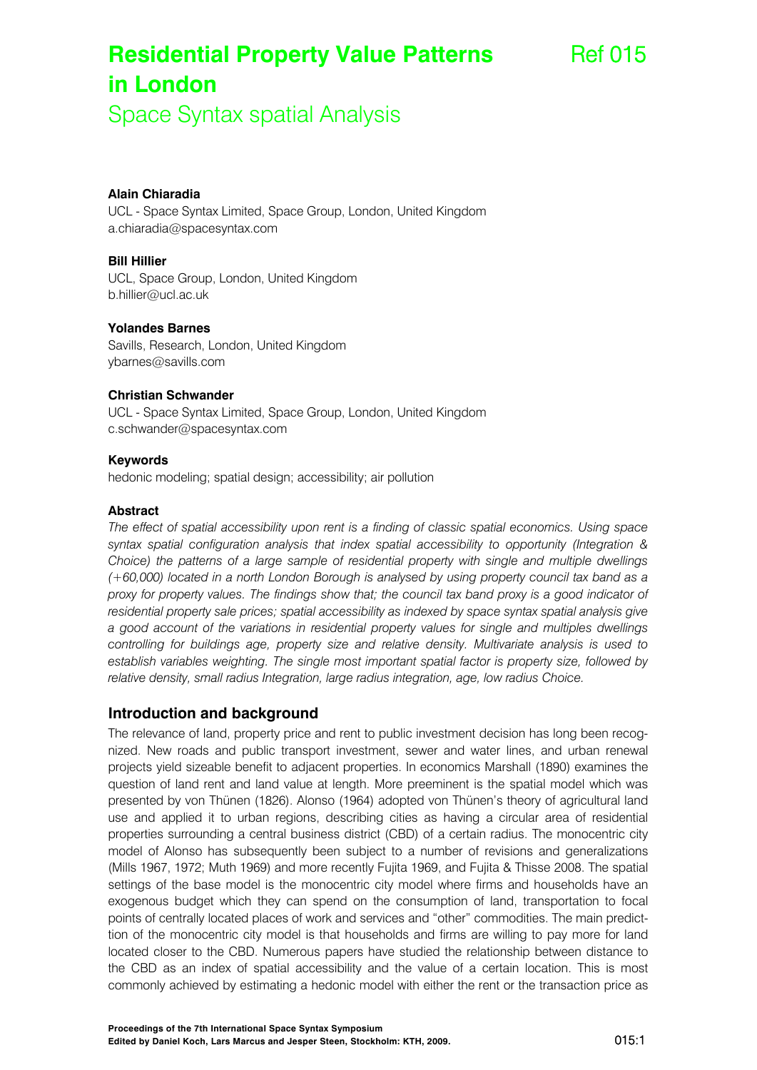# Residential Property Value Patterns in London

Ref 015

## Space Syntax spatial Analysis

**Alain Chiaradia**
UCL - Space Syntax Limited, Space Group, London, United Kingdom
a.chiaradia@spacesyntax.com

**Bill Hillier**
UCL, Space Group, London, United Kingdom
b.hillier@ucl.ac.uk

**Yolandes Barnes**
Savills, Research, London, United Kingdom
ybarnes@savills.com

**Christian Schwander**
UCL - Space Syntax Limited, Space Group, London, United Kingdom
c.schwander@spacesyntax.com

**Keywords**
hedonic modeling; spatial design; accessibility; air pollution

**Abstract**
*The effect of spatial accessibility upon rent is a finding of classic spatial economics. Using space syntax spatial configuration analysis that index spatial accessibility to opportunity (Integration & Choice) the patterns of a large sample of residential property with single and multiple dwellings (+60,000) located in a north London Borough is analysed by using property council tax band as a proxy for property values. The findings show that; the council tax band proxy is a good indicator of residential property sale prices; spatial accessibility as indexed by space syntax spatial analysis give a good account of the variations in residential property values for single and multiples dwellings controlling for buildings age, property size and relative density. Multivariate analysis is used to establish variables weighting. The single most important spatial factor is property size, followed by relative density, small radius Integration, large radius integration, age, low radius Choice.*

### Introduction and background

The relevance of land, property price and rent to public investment decision has long been recognized. New roads and public transport investment, sewer and water lines, and urban renewal projects yield sizeable benefit to adjacent properties. In economics Marshall (1890) examines the question of land rent and land value at length. More preeminent is the spatial model which was presented by von Thünen (1826). Alonso (1964) adopted von Thünen's theory of agricultural land use and applied it to urban regions, describing cities as having a circular area of residential properties surrounding a central business district (CBD) of a certain radius. The monocentric city model of Alonso has subsequently been subject to a number of revisions and generalizations (Mills 1967, 1972; Muth 1969) and more recently Fujita 1969, and Fujita & Thisse 2008. The spatial settings of the base model is the monocentric city model where firms and households have an exogenous budget which they can spend on the consumption of land, transportation to focal points of centrally located places of work and services and "other" commodities. The main prediction of the monocentric city model is that households and firms are willing to pay more for land located closer to the CBD. Numerous papers have studied the relationship between distance to the CBD as an index of spatial accessibility and the value of a certain location. This is most commonly achieved by estimating a hedonic model with either the rent or the transaction price as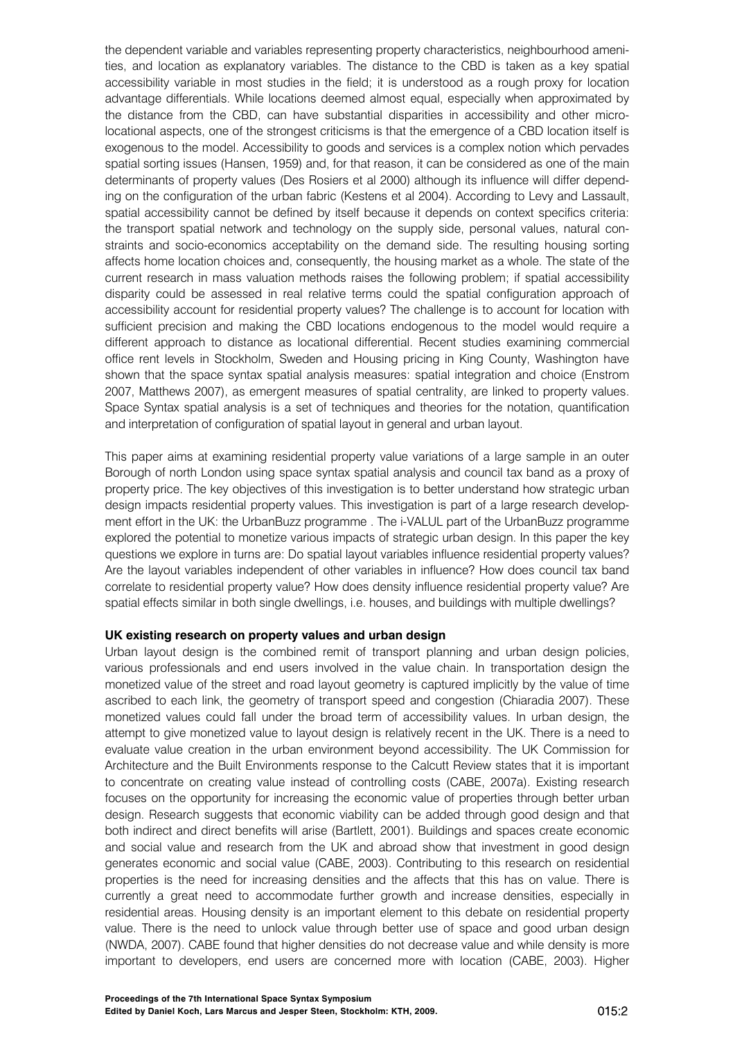the dependent variable and variables representing property characteristics, neighbourhood amenities, and location as explanatory variables. The distance to the CBD is taken as a key spatial accessibility variable in most studies in the field; it is understood as a rough proxy for location advantage differentials. While locations deemed almost equal, especially when approximated by the distance from the CBD, can have substantial disparities in accessibility and other micro-locational aspects, one of the strongest criticisms is that the emergence of a CBD location itself is exogenous to the model. Accessibility to goods and services is a complex notion which pervades spatial sorting issues (Hansen, 1959) and, for that reason, it can be considered as one of the main determinants of property values (Des Rosiers et al 2000) although its influence will differ depending on the configuration of the urban fabric (Kestens et al 2004). According to Levy and Lassault, spatial accessibility cannot be defined by itself because it depends on context specifics criteria: the transport spatial network and technology on the supply side, personal values, natural constraints and socio-economics acceptability on the demand side. The resulting housing sorting affects home location choices and, consequently, the housing market as a whole. The state of the current research in mass valuation methods raises the following problem; if spatial accessibility disparity could be assessed in real relative terms could the spatial configuration approach of accessibility account for residential property values? The challenge is to account for location with sufficient precision and making the CBD locations endogenous to the model would require a different approach to distance as locational differential. Recent studies examining commercial office rent levels in Stockholm, Sweden and Housing pricing in King County, Washington have shown that the space syntax spatial analysis measures: spatial integration and choice (Enstrom 2007, Matthews 2007), as emergent measures of spatial centrality, are linked to property values. Space Syntax spatial analysis is a set of techniques and theories for the notation, quantification and interpretation of configuration of spatial layout in general and urban layout.

This paper aims at examining residential property value variations of a large sample in an outer Borough of north London using space syntax spatial analysis and council tax band as a proxy of property price. The key objectives of this investigation is to better understand how strategic urban design impacts residential property values. This investigation is part of a large research development effort in the UK: the UrbanBuzz programme . The i-VALUL part of the UrbanBuzz programme explored the potential to monetize various impacts of strategic urban design. In this paper the key questions we explore in turns are: Do spatial layout variables influence residential property values? Are the layout variables independent of other variables in influence? How does council tax band correlate to residential property value? How does density influence residential property value? Are spatial effects similar in both single dwellings, i.e. houses, and buildings with multiple dwellings?

**UK existing research on property values and urban design**

Urban layout design is the combined remit of transport planning and urban design policies, various professionals and end users involved in the value chain. In transportation design the monetized value of the street and road layout geometry is captured implicitly by the value of time ascribed to each link, the geometry of transport speed and congestion (Chiaradia 2007). These monetized values could fall under the broad term of accessibility values. In urban design, the attempt to give monetized value to layout design is relatively recent in the UK. There is a need to evaluate value creation in the urban environment beyond accessibility. The UK Commission for Architecture and the Built Environments response to the Calcutt Review states that it is important to concentrate on creating value instead of controlling costs (CABE, 2007a). Existing research focuses on the opportunity for increasing the economic value of properties through better urban design. Research suggests that economic viability can be added through good design and that both indirect and direct benefits will arise (Bartlett, 2001). Buildings and spaces create economic and social value and research from the UK and abroad show that investment in good design generates economic and social value (CABE, 2003). Contributing to this research on residential properties is the need for increasing densities and the affects that this has on value. There is currently a great need to accommodate further growth and increase densities, especially in residential areas. Housing density is an important element to this debate on residential property value. There is the need to unlock value through better use of space and good urban design (NWDA, 2007). CABE found that higher densities do not decrease value and while density is more important to developers, end users are concerned more with location (CABE, 2003). Higher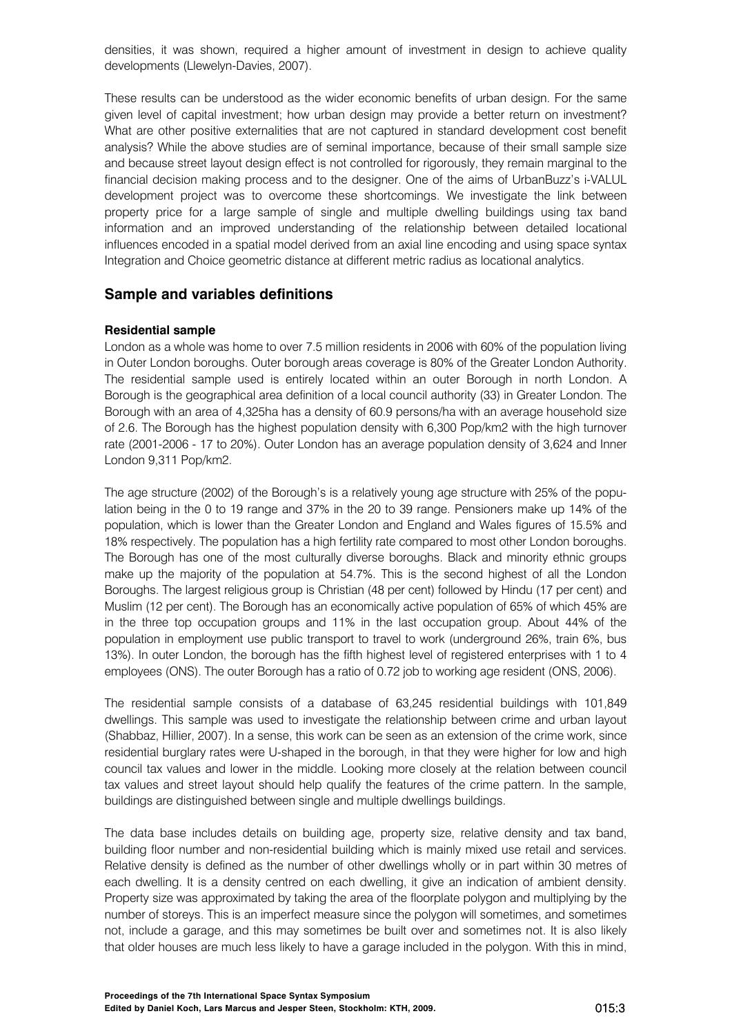densities, it was shown, required a higher amount of investment in design to achieve quality developments (Llewelyn-Davies, 2007).

These results can be understood as the wider economic benefits of urban design. For the same given level of capital investment; how urban design may provide a better return on investment? What are other positive externalities that are not captured in standard development cost benefit analysis? While the above studies are of seminal importance, because of their small sample size and because street layout design effect is not controlled for rigorously, they remain marginal to the financial decision making process and to the designer. One of the aims of UrbanBuzz's i-VALUL development project was to overcome these shortcomings. We investigate the link between property price for a large sample of single and multiple dwelling buildings using tax band information and an improved understanding of the relationship between detailed locational influences encoded in a spatial model derived from an axial line encoding and using space syntax Integration and Choice geometric distance at different metric radius as locational analytics.

## Sample and variables definitions

### Residential sample

London as a whole was home to over 7.5 million residents in 2006 with 60% of the population living in Outer London boroughs. Outer borough areas coverage is 80% of the Greater London Authority. The residential sample used is entirely located within an outer Borough in north London. A Borough is the geographical area definition of a local council authority (33) in Greater London. The Borough with an area of 4,325ha has a density of 60.9 persons/ha with an average household size of 2.6. The Borough has the highest population density with 6,300 Pop/km2 with the high turnover rate (2001-2006 - 17 to 20%). Outer London has an average population density of 3,624 and Inner London 9,311 Pop/km2.

The age structure (2002) of the Borough's is a relatively young age structure with 25% of the population being in the 0 to 19 range and 37% in the 20 to 39 range. Pensioners make up 14% of the population, which is lower than the Greater London and England and Wales figures of 15.5% and 18% respectively. The population has a high fertility rate compared to most other London boroughs. The Borough has one of the most culturally diverse boroughs. Black and minority ethnic groups make up the majority of the population at 54.7%. This is the second highest of all the London Boroughs. The largest religious group is Christian (48 per cent) followed by Hindu (17 per cent) and Muslim (12 per cent). The Borough has an economically active population of 65% of which 45% are in the three top occupation groups and 11% in the last occupation group. About 44% of the population in employment use public transport to travel to work (underground 26%, train 6%, bus 13%). In outer London, the borough has the fifth highest level of registered enterprises with 1 to 4 employees (ONS). The outer Borough has a ratio of 0.72 job to working age resident (ONS, 2006).

The residential sample consists of a database of 63,245 residential buildings with 101,849 dwellings. This sample was used to investigate the relationship between crime and urban layout (Shabbaz, Hillier, 2007). In a sense, this work can be seen as an extension of the crime work, since residential burglary rates were U-shaped in the borough, in that they were higher for low and high council tax values and lower in the middle. Looking more closely at the relation between council tax values and street layout should help qualify the features of the crime pattern. In the sample, buildings are distinguished between single and multiple dwellings buildings.

The data base includes details on building age, property size, relative density and tax band, building floor number and non-residential building which is mainly mixed use retail and services. Relative density is defined as the number of other dwellings wholly or in part within 30 metres of each dwelling. It is a density centred on each dwelling, it give an indication of ambient density. Property size was approximated by taking the area of the floorplate polygon and multiplying by the number of storeys. This is an imperfect measure since the polygon will sometimes, and sometimes not, include a garage, and this may sometimes be built over and sometimes not. It is also likely that older houses are much less likely to have a garage included in the polygon. With this in mind,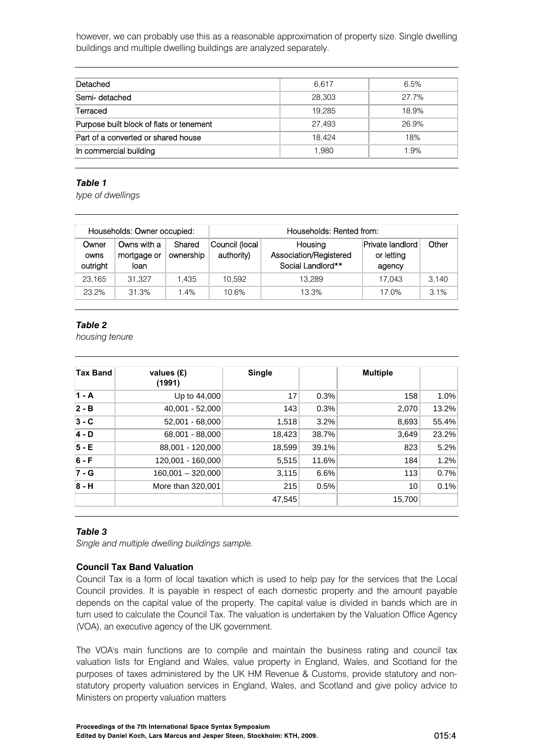however, we can probably use this as a reasonable approximation of property size. Single dwelling buildings and multiple dwelling buildings are analyzed separately.

| | | |
|---|---|---|
| Detached | 6,617 | 6.5% |
| Semi- detached | 28,303 | 27.7% |
| Terraced | 19,285 | 18.9% |
| Purpose built block of flats or tenement | 27,493 | 26.9% |
| Part of a converted or shared house | 18,424 | 18% |
| In commercial building | 1,980 | 1.9% |

***Table 1***

*type of dwellings*

| Households: Owner occupied: | | | Households: Rented from: | | | |
|---|---|---|---|---|---|---|
| Owner owns outright | Owns with a mortgage or loan | Shared ownership | Council (local authority) | Housing Association/Registered Social Landlord** | Private landlord or letting agency | Other |
| 23,165 | 31,327 | 1,435 | 10,592 | 13,289 | 17,043 | 3,140 |
| 23.2% | 31.3% | 1.4% | 10.6% | 13.3% | 17.0% | 3.1% |

***Table 2***

*housing tenure*

| Tax Band | values (£) (1991) | Single | | Multiple | |
|---|---|---|---|---|---|
| 1 - A | Up to 44,000 | 17 | 0.3% | 158 | 1.0% |
| 2 - B | 40,001 - 52,000 | 143 | 0.3% | 2,070 | 13.2% |
| 3 - C | 52,001 - 68,000 | 1,518 | 3.2% | 8,693 | 55.4% |
| 4 - D | 68,001 - 88,000 | 18,423 | 38.7% | 3,649 | 23.2% |
| 5 - E | 88,001 - 120,000 | 18,599 | 39.1% | 823 | 5.2% |
| 6 - F | 120,001 - 160,000 | 5,515 | 11.6% | 184 | 1.2% |
| 7 - G | 160,001 – 320,000 | 3,115 | 6.6% | 113 | 0.7% |
| 8 - H | More than 320,001 | 215 | 0.5% | 10 | 0.1% |
| | | 47,545 | | 15,700 | |

***Table 3***

*Single and multiple dwelling buildings sample.*

**Council Tax Band Valuation**

Council Tax is a form of local taxation which is used to help pay for the services that the Local Council provides. It is payable in respect of each domestic property and the amount payable depends on the capital value of the property. The capital value is divided in bands which are in turn used to calculate the Council Tax. The valuation is undertaken by the Valuation Office Agency (VOA), an executive agency of the UK government.

The VOA's main functions are to compile and maintain the business rating and council tax valuation lists for England and Wales, value property in England, Wales, and Scotland for the purposes of taxes administered by the UK HM Revenue & Customs, provide statutory and non-statutory property valuation services in England, Wales, and Scotland and give policy advice to Ministers on property valuation matters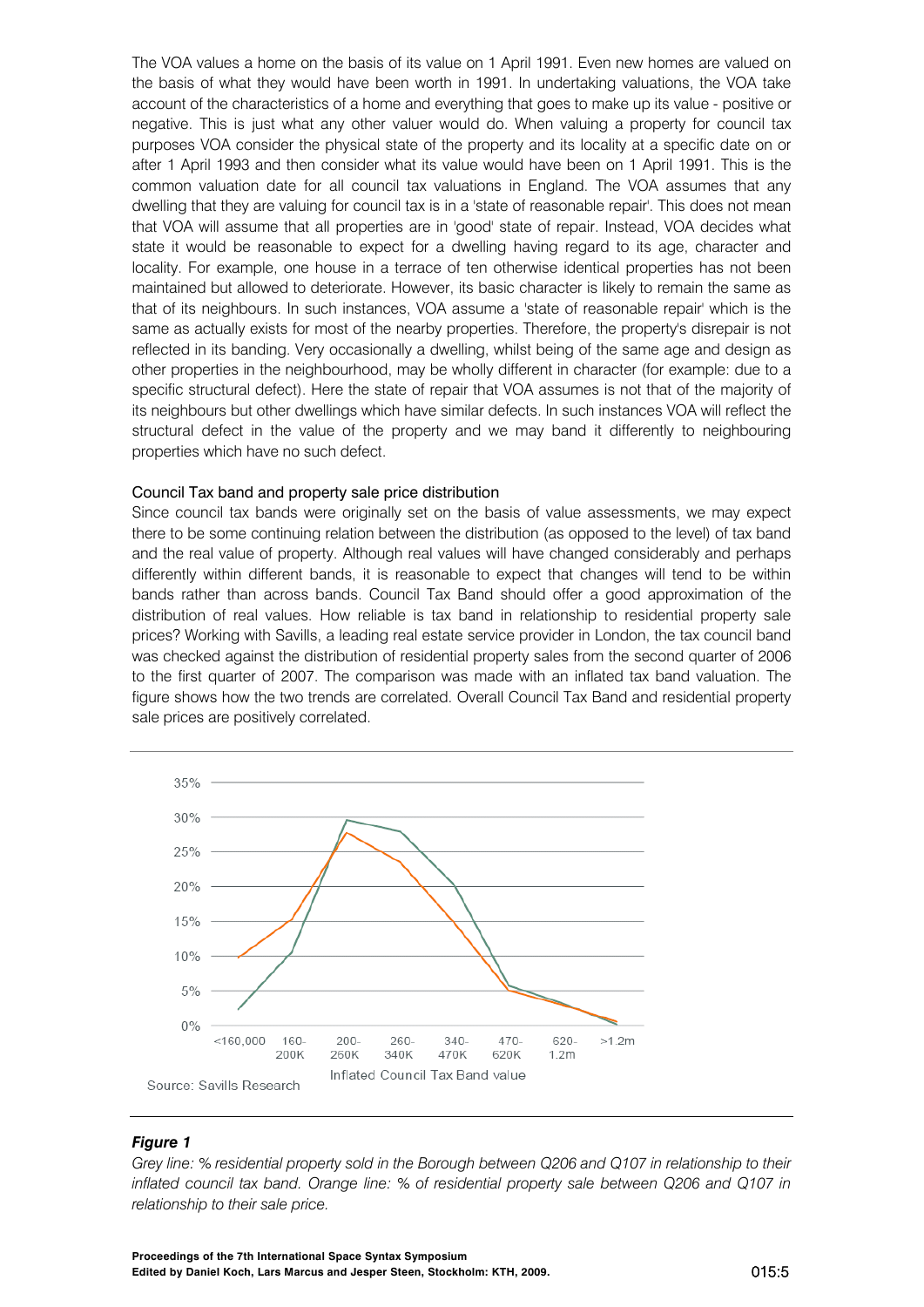The VOA values a home on the basis of its value on 1 April 1991. Even new homes are valued on the basis of what they would have been worth in 1991. In undertaking valuations, the VOA take account of the characteristics of a home and everything that goes to make up its value - positive or negative. This is just what any other valuer would do. When valuing a property for council tax purposes VOA consider the physical state of the property and its locality at a specific date on or after 1 April 1993 and then consider what its value would have been on 1 April 1991. This is the common valuation date for all council tax valuations in England. The VOA assumes that any dwelling that they are valuing for council tax is in a 'state of reasonable repair'. This does not mean that VOA will assume that all properties are in 'good' state of repair. Instead, VOA decides what state it would be reasonable to expect for a dwelling having regard to its age, character and locality. For example, one house in a terrace of ten otherwise identical properties has not been maintained but allowed to deteriorate. However, its basic character is likely to remain the same as that of its neighbours. In such instances, VOA assume a 'state of reasonable repair' which is the same as actually exists for most of the nearby properties. Therefore, the property's disrepair is not reflected in its banding. Very occasionally a dwelling, whilst being of the same age and design as other properties in the neighbourhood, may be wholly different in character (for example: due to a specific structural defect). Here the state of repair that VOA assumes is not that of the majority of its neighbours but other dwellings which have similar defects. In such instances VOA will reflect the structural defect in the value of the property and we may band it differently to neighbouring properties which have no such defect.

## Council Tax band and property sale price distribution

Since council tax bands were originally set on the basis of value assessments, we may expect there to be some continuing relation between the distribution (as opposed to the level) of tax band and the real value of property. Although real values will have changed considerably and perhaps differently within different bands, it is reasonable to expect that changes will tend to be within bands rather than across bands. Council Tax Band should offer a good approximation of the distribution of real values. How reliable is tax band in relationship to residential property sale prices? Working with Savills, a leading real estate service provider in London, the tax council band was checked against the distribution of residential property sales from the second quarter of 2006 to the first quarter of 2007. The comparison was made with an inflated tax band valuation. The figure shows how the two trends are correlated. Overall Council Tax Band and residential property sale prices are positively correlated.

Source: Savills Research

***Figure 1***

*Grey line: % residential property sold in the Borough between Q206 and Q107 in relationship to their inflated council tax band. Orange line: % of residential property sale between Q206 and Q107 in relationship to their sale price.*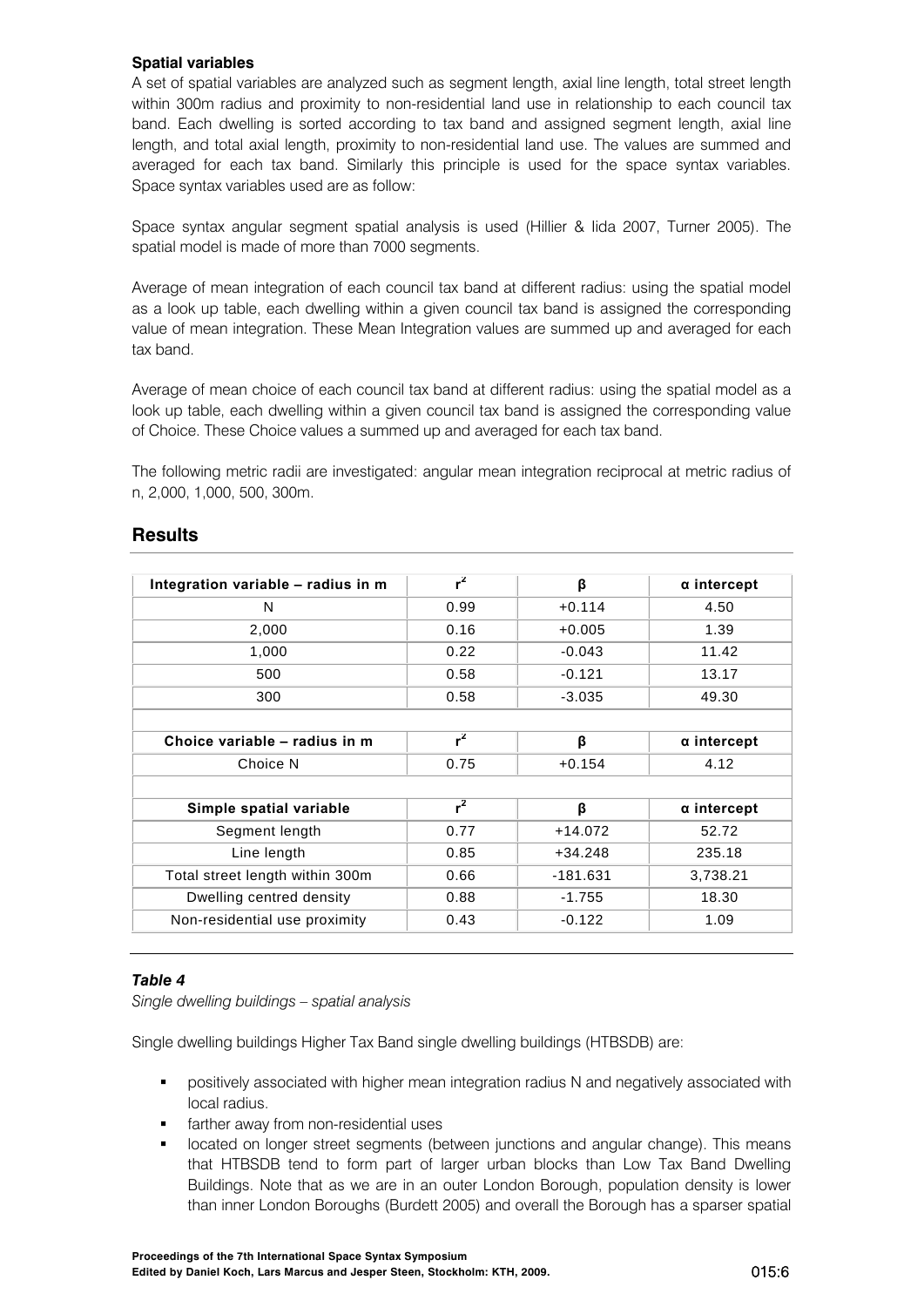**Spatial variables**

A set of spatial variables are analyzed such as segment length, axial line length, total street length within 300m radius and proximity to non-residential land use in relationship to each council tax band. Each dwelling is sorted according to tax band and assigned segment length, axial line length, and total axial length, proximity to non-residential land use. The values are summed and averaged for each tax band. Similarly this principle is used for the space syntax variables. Space syntax variables used are as follow:

Space syntax angular segment spatial analysis is used (Hillier & Iida 2007, Turner 2005). The spatial model is made of more than 7000 segments.

Average of mean integration of each council tax band at different radius: using the spatial model as a look up table, each dwelling within a given council tax band is assigned the corresponding value of mean integration. These Mean Integration values are summed up and averaged for each tax band.

Average of mean choice of each council tax band at different radius: using the spatial model as a look up table, each dwelling within a given council tax band is assigned the corresponding value of Choice. These Choice values a summed up and averaged for each tax band.

The following metric radii are investigated: angular mean integration reciprocal at metric radius of n, 2,000, 1,000, 500, 300m.

## Results

| Integration variable – radius in m | $r^2$ | β | α intercept |
|---|---|---|---|
| N | 0.99 | +0.114 | 4.50 |
| 2,000 | 0.16 | +0.005 | 1.39 |
| 1,000 | 0.22 | -0.043 | 11.42 |
| 500 | 0.58 | -0.121 | 13.17 |
| 300 | 0.58 | -3.035 | 49.30 |
| **Choice variable – radius in m** | $r^2$ | β | α intercept |
| Choice N | 0.75 | +0.154 | 4.12 |
| **Simple spatial variable** | $r^2$ | β | α intercept |
| Segment length | 0.77 | +14.072 | 52.72 |
| Line length | 0.85 | +34.248 | 235.18 |
| Total street length within 300m | 0.66 | -181.631 | 3,738.21 |
| Dwelling centred density | 0.88 | -1.755 | 18.30 |
| Non-residential use proximity | 0.43 | -0.122 | 1.09 |

***Table 4***

*Single dwelling buildings – spatial analysis*

Single dwelling buildings Higher Tax Band single dwelling buildings (HTBSDB) are:

- positively associated with higher mean integration radius N and negatively associated with local radius.
- farther away from non-residential uses
- located on longer street segments (between junctions and angular change). This means that HTBSDB tend to form part of larger urban blocks than Low Tax Band Dwelling Buildings. Note that as we are in an outer London Borough, population density is lower than inner London Boroughs (Burdett 2005) and overall the Borough has a sparser spatial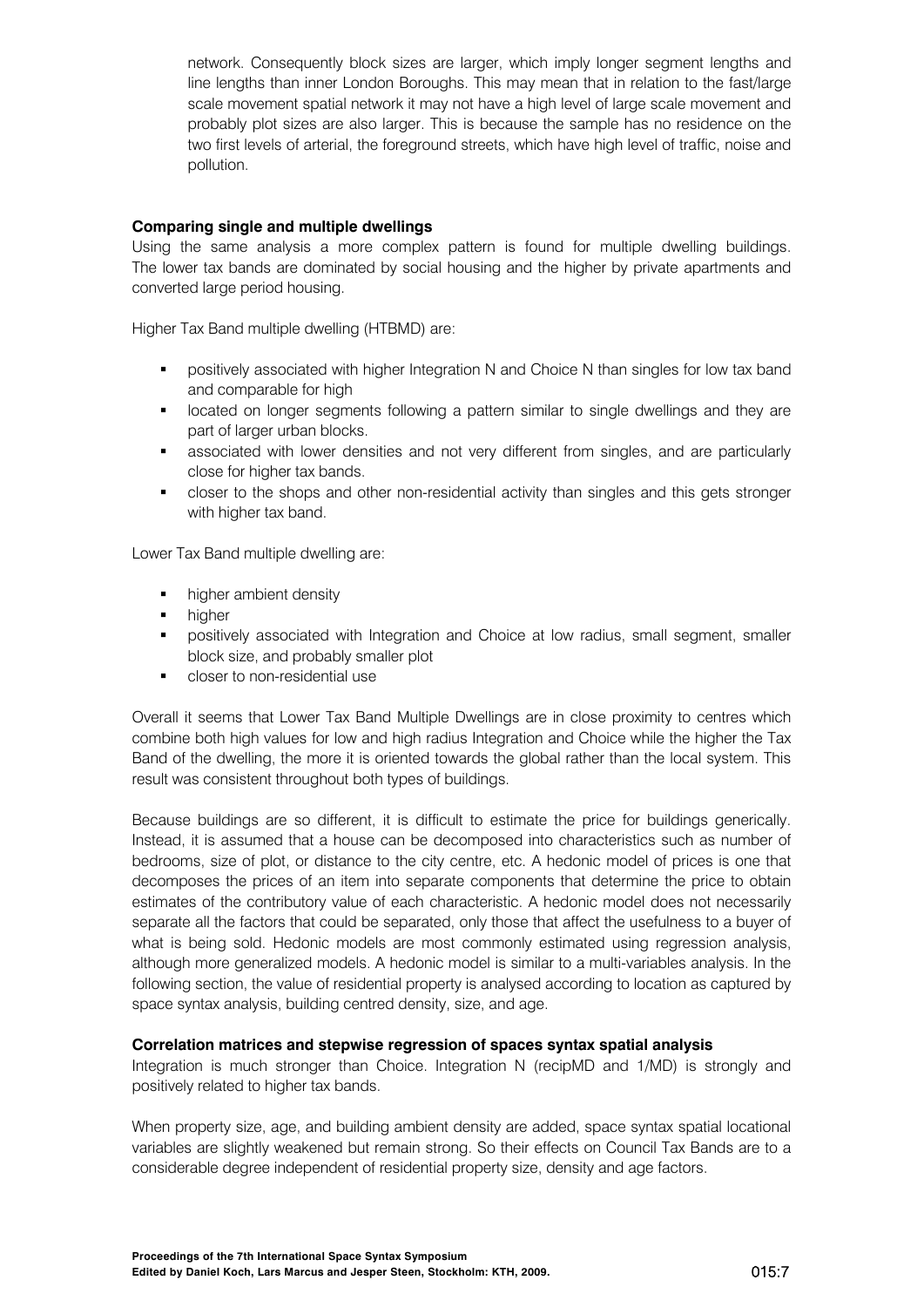network. Consequently block sizes are larger, which imply longer segment lengths and line lengths than inner London Boroughs. This may mean that in relation to the fast/large scale movement spatial network it may not have a high level of large scale movement and probably plot sizes are also larger. This is because the sample has no residence on the two first levels of arterial, the foreground streets, which have high level of traffic, noise and pollution.

**Comparing single and multiple dwellings**

Using the same analysis a more complex pattern is found for multiple dwelling buildings. The lower tax bands are dominated by social housing and the higher by private apartments and converted large period housing.

Higher Tax Band multiple dwelling (HTBMD) are:

- positively associated with higher Integration N and Choice N than singles for low tax band and comparable for high
- located on longer segments following a pattern similar to single dwellings and they are part of larger urban blocks.
- associated with lower densities and not very different from singles, and are particularly close for higher tax bands.
- closer to the shops and other non-residential activity than singles and this gets stronger with higher tax band.

Lower Tax Band multiple dwelling are:

- higher ambient density
- higher
- positively associated with Integration and Choice at low radius, small segment, smaller block size, and probably smaller plot
- closer to non-residential use

Overall it seems that Lower Tax Band Multiple Dwellings are in close proximity to centres which combine both high values for low and high radius Integration and Choice while the higher the Tax Band of the dwelling, the more it is oriented towards the global rather than the local system. This result was consistent throughout both types of buildings.

Because buildings are so different, it is difficult to estimate the price for buildings generically. Instead, it is assumed that a house can be decomposed into characteristics such as number of bedrooms, size of plot, or distance to the city centre, etc. A hedonic model of prices is one that decomposes the prices of an item into separate components that determine the price to obtain estimates of the contributory value of each characteristic. A hedonic model does not necessarily separate all the factors that could be separated, only those that affect the usefulness to a buyer of what is being sold. Hedonic models are most commonly estimated using regression analysis, although more generalized models. A hedonic model is similar to a multi-variables analysis. In the following section, the value of residential property is analysed according to location as captured by space syntax analysis, building centred density, size, and age.

**Correlation matrices and stepwise regression of spaces syntax spatial analysis**

Integration is much stronger than Choice. Integration N (recipMD and 1/MD) is strongly and positively related to higher tax bands.

When property size, age, and building ambient density are added, space syntax spatial locational variables are slightly weakened but remain strong. So their effects on Council Tax Bands are to a considerable degree independent of residential property size, density and age factors.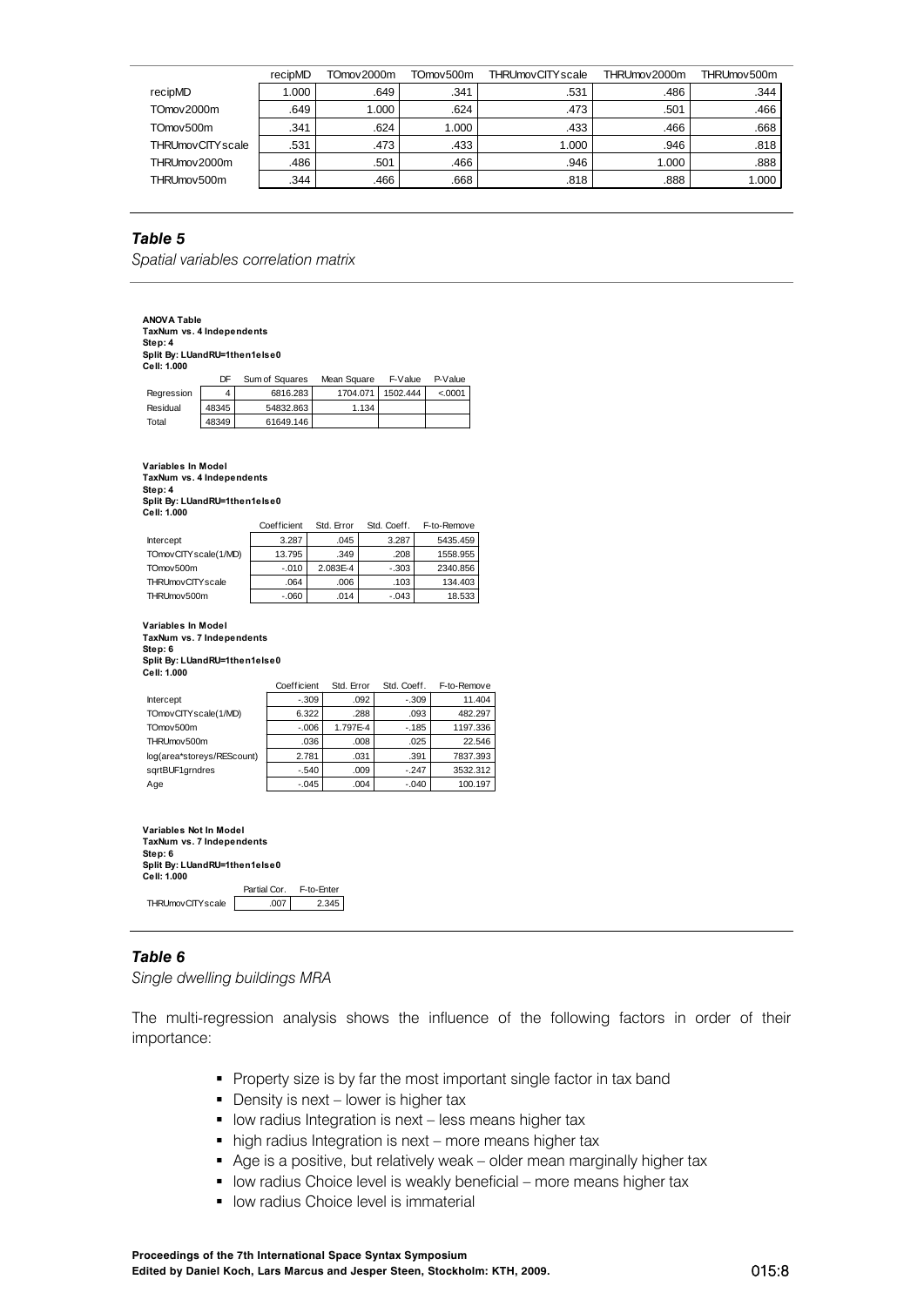| | recipMD | TOmov2000m | TOmov500m | THRUmovCITYscale | THRUmov2000m | THRUmov500m |
|---|---|---|---|---|---|---|
| recipMD | 1.000 | .649 | .341 | .531 | .486 | .344 |
| TOmov2000m | .649 | 1.000 | .624 | .473 | .501 | .466 |
| TOmov500m | .341 | .624 | 1.000 | .433 | .466 | .668 |
| THRUmovCITYscale | .531 | .473 | .433 | 1.000 | .946 | .818 |
| THRUmov2000m | .486 | .501 | .466 | .946 | 1.000 | .888 |
| THRUmov500m | .344 | .466 | .668 | .818 | .888 | 1.000 |

## *Table 5*

*Spatial variables correlation matrix*

**ANOVA Table**
**TaxNum vs. 4 Independents**
**Step: 4**
**Split By: LUandRU=1then1else0**
**Cell: 1.000**

| | DF | Sum of Squares | Mean Square | F-Value | P-Value |
|---|---|---|---|---|---|
| Regression | 4 | 6816.283 | 1704.071 | 1502.444 | <.0001 |
| Residual | 48345 | 54832.863 | 1.134 | | |
| Total | 48349 | 61649.146 | | | |

**Variables In Model**
**TaxNum vs. 4 Independents**
**Step: 4**
**Split By: LUandRU=1then1else0**
**Cell: 1.000**

| | Coefficient | Std. Error | Std. Coeff. | F-to-Remove |
|---|---|---|---|---|
| Intercept | 3.287 | .045 | 3.287 | 5435.459 |
| TOmovCITYscale(1/MD) | 13.795 | .349 | .208 | 1558.955 |
| TOmov500m | -.010 | 2.083E-4 | -.303 | 2340.856 |
| THRUmovCITYscale | .064 | .006 | .103 | 134.403 |
| THRUmov500m | -.060 | .014 | -.043 | 18.533 |

**Variables In Model**
**TaxNum vs. 7 Independents**
**Step: 6**
**Split By: LUandRU=1then1else0**
**Cell: 1.000**

| | Coefficient | Std. Error | Std. Coeff. | F-to-Remove |
|---|---|---|---|---|
| Intercept | -.309 | .092 | -.309 | 11.404 |
| TOmovCITYscale(1/MD) | 6.322 | .288 | .093 | 482.297 |
| TOmov500m | -.006 | 1.797E-4 | -.185 | 1197.336 |
| THRUmov500m | .036 | .008 | .025 | 22.546 |
| log(area*storeys/REScount) | 2.781 | .031 | .391 | 7837.393 |
| sqrtBUF1grndres | -.540 | .009 | -.247 | 3532.312 |
| Age | -.045 | .004 | -.040 | 100.197 |

**Variables Not In Model**
**TaxNum vs. 7 Independents**
**Step: 6**
**Split By: LUandRU=1then1else0**
**Cell: 1.000**

| | Partial Cor. | F-to-Enter |
|---|---|---|
| THRUmovCITYscale | .007 | 2.345 |

## *Table 6*

*Single dwelling buildings MRA*

The multi-regression analysis shows the influence of the following factors in order of their importance:

- Property size is by far the most important single factor in tax band
- Density is next – lower is higher tax
- low radius Integration is next – less means higher tax
- high radius Integration is next – more means higher tax
- Age is a positive, but relatively weak – older mean marginally higher tax
- low radius Choice level is weakly beneficial – more means higher tax
- low radius Choice level is immaterial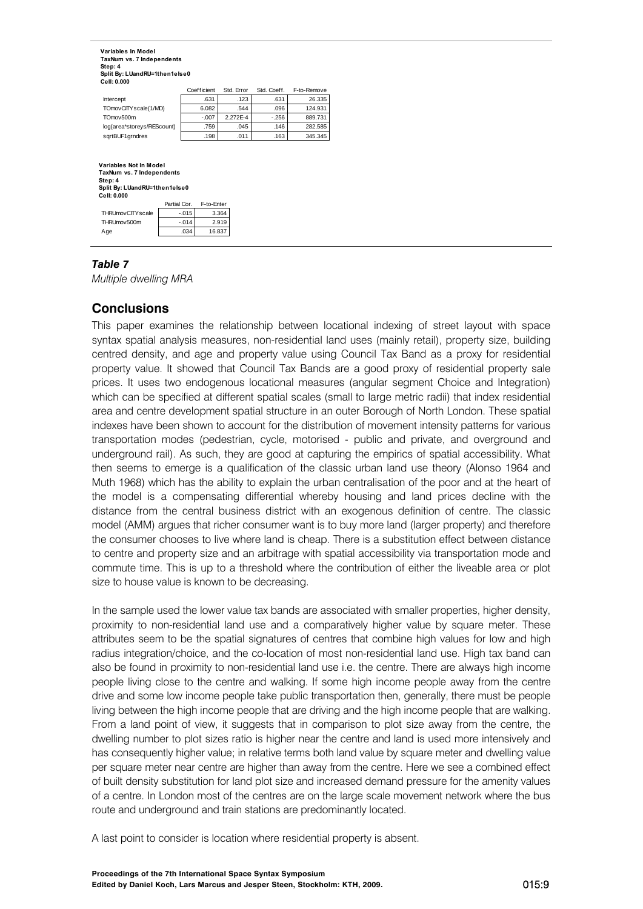**Variables In Model**
**TaxNum vs. 7 Independents**
**Step: 4**
**Split By: LUandRU=1then1else0**
**Cell: 0.000**

| | Coefficient | Std. Error | Std. Coeff. | F-to-Remove |
|---|---|---|---|---|
| Intercept | .631 | .123 | .631 | 26.335 |
| TOmovCITYscale(1/MD) | 6.082 | .544 | .096 | 124.931 |
| TOmov500m | -.007 | 2.272E-4 | -.256 | 889.731 |
| log(area*storeys/REScount) | .759 | .045 | .146 | 282.585 |
| sqrtBUF1grndres | .198 | .011 | .163 | 345.345 |

**Variables Not In Model**
**TaxNum vs. 7 Independents**
**Step: 4**
**Split By: LUandRU=1then1else0**
**Cell: 0.000**

| | Partial Cor. | F-to-Enter |
|---|---|---|
| THRUmovCITYscale | -.015 | 3.364 |
| THRUmov500m | -.014 | 2.919 |
| Age | .034 | 16.837 |

***Table 7***

*Multiple dwelling MRA*

## Conclusions

This paper examines the relationship between locational indexing of street layout with space syntax spatial analysis measures, non-residential land uses (mainly retail), property size, building centred density, and age and property value using Council Tax Band as a proxy for residential property value. It showed that Council Tax Bands are a good proxy of residential property sale prices. It uses two endogenous locational measures (angular segment Choice and Integration) which can be specified at different spatial scales (small to large metric radii) that index residential area and centre development spatial structure in an outer Borough of North London. These spatial indexes have been shown to account for the distribution of movement intensity patterns for various transportation modes (pedestrian, cycle, motorised - public and private, and overground and underground rail). As such, they are good at capturing the empirics of spatial accessibility. What then seems to emerge is a qualification of the classic urban land use theory (Alonso 1964 and Muth 1968) which has the ability to explain the urban centralisation of the poor and at the heart of the model is a compensating differential whereby housing and land prices decline with the distance from the central business district with an exogenous definition of centre. The classic model (AMM) argues that richer consumer want is to buy more land (larger property) and therefore the consumer chooses to live where land is cheap. There is a substitution effect between distance to centre and property size and an arbitrage with spatial accessibility via transportation mode and commute time. This is up to a threshold where the contribution of either the liveable area or plot size to house value is known to be decreasing.

In the sample used the lower value tax bands are associated with smaller properties, higher density, proximity to non-residential land use and a comparatively higher value by square meter. These attributes seem to be the spatial signatures of centres that combine high values for low and high radius integration/choice, and the co-location of most non-residential land use. High tax band can also be found in proximity to non-residential land use i.e. the centre. There are always high income people living close to the centre and walking. If some high income people away from the centre drive and some low income people take public transportation then, generally, there must be people living between the high income people that are driving and the high income people that are walking. From a land point of view, it suggests that in comparison to plot size away from the centre, the dwelling number to plot sizes ratio is higher near the centre and land is used more intensively and has consequently higher value; in relative terms both land value by square meter and dwelling value per square meter near centre are higher than away from the centre. Here we see a combined effect of built density substitution for land plot size and increased demand pressure for the amenity values of a centre. In London most of the centres are on the large scale movement network where the bus route and underground and train stations are predominantly located.

A last point to consider is location where residential property is absent.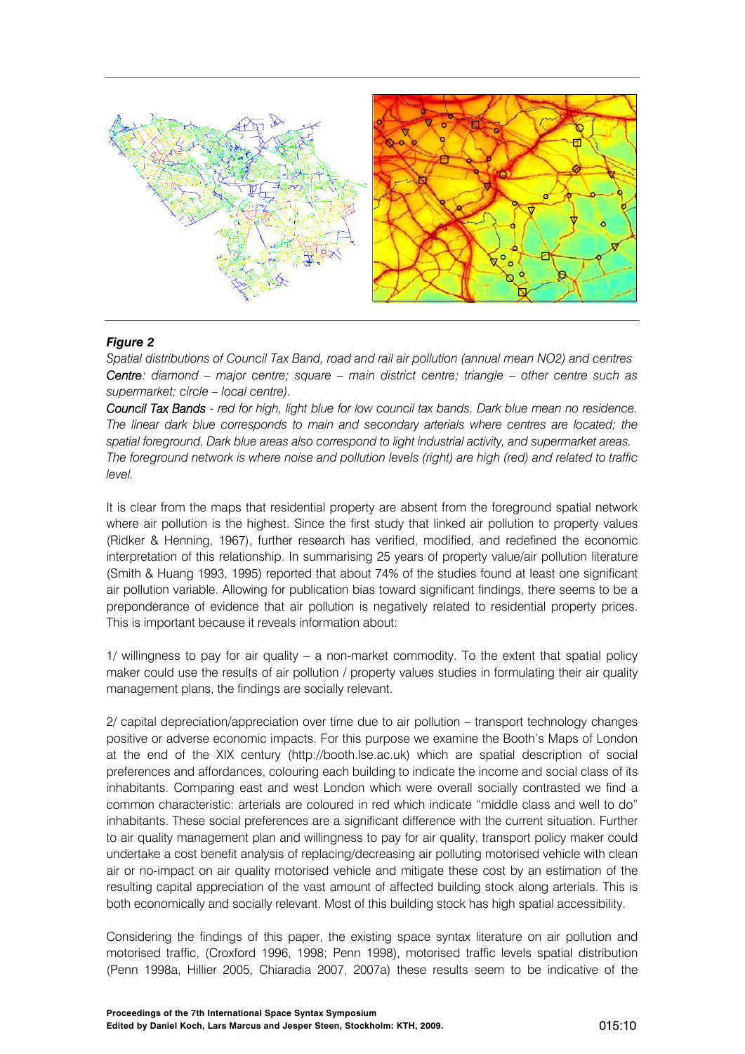***Figure 2***

*Spatial distributions of Council Tax Band, road and rail air pollution (annual mean NO2) and centres* ***Centre****: diamond – major centre; square – main district centre; triangle – other centre such as supermarket; circle – local centre).*

***Council Tax Bands*** *- red for high, light blue for low council tax bands. Dark blue mean no residence. The linear dark blue corresponds to main and secondary arterials where centres are located; the spatial foreground. Dark blue areas also correspond to light industrial activity, and supermarket areas. The foreground network is where noise and pollution levels (right) are high (red) and related to traffic level.*

It is clear from the maps that residential property are absent from the foreground spatial network where air pollution is the highest. Since the first study that linked air pollution to property values (Ridker & Henning, 1967), further research has verified, modified, and redefined the economic interpretation of this relationship. In summarising 25 years of property value/air pollution literature (Smith & Huang 1993, 1995) reported that about 74% of the studies found at least one significant air pollution variable. Allowing for publication bias toward significant findings, there seems to be a preponderance of evidence that air pollution is negatively related to residential property prices. This is important because it reveals information about:

1/ willingness to pay for air quality – a non-market commodity. To the extent that spatial policy maker could use the results of air pollution / property values studies in formulating their air quality management plans, the findings are socially relevant.

2/ capital depreciation/appreciation over time due to air pollution – transport technology changes positive or adverse economic impacts. For this purpose we examine the Booth's Maps of London at the end of the XIX century (http://booth.lse.ac.uk) which are spatial description of social preferences and affordances, colouring each building to indicate the income and social class of its inhabitants. Comparing east and west London which were overall socially contrasted we find a common characteristic: arterials are coloured in red which indicate "middle class and well to do" inhabitants. These social preferences are a significant difference with the current situation. Further to air quality management plan and willingness to pay for air quality, transport policy maker could undertake a cost benefit analysis of replacing/decreasing air polluting motorised vehicle with clean air or no-impact on air quality motorised vehicle and mitigate these cost by an estimation of the resulting capital appreciation of the vast amount of affected building stock along arterials. This is both economically and socially relevant. Most of this building stock has high spatial accessibility.

Considering the findings of this paper, the existing space syntax literature on air pollution and motorised traffic, (Croxford 1996, 1998; Penn 1998), motorised traffic levels spatial distribution (Penn 1998a, Hillier 2005, Chiaradia 2007, 2007a) these results seem to be indicative of the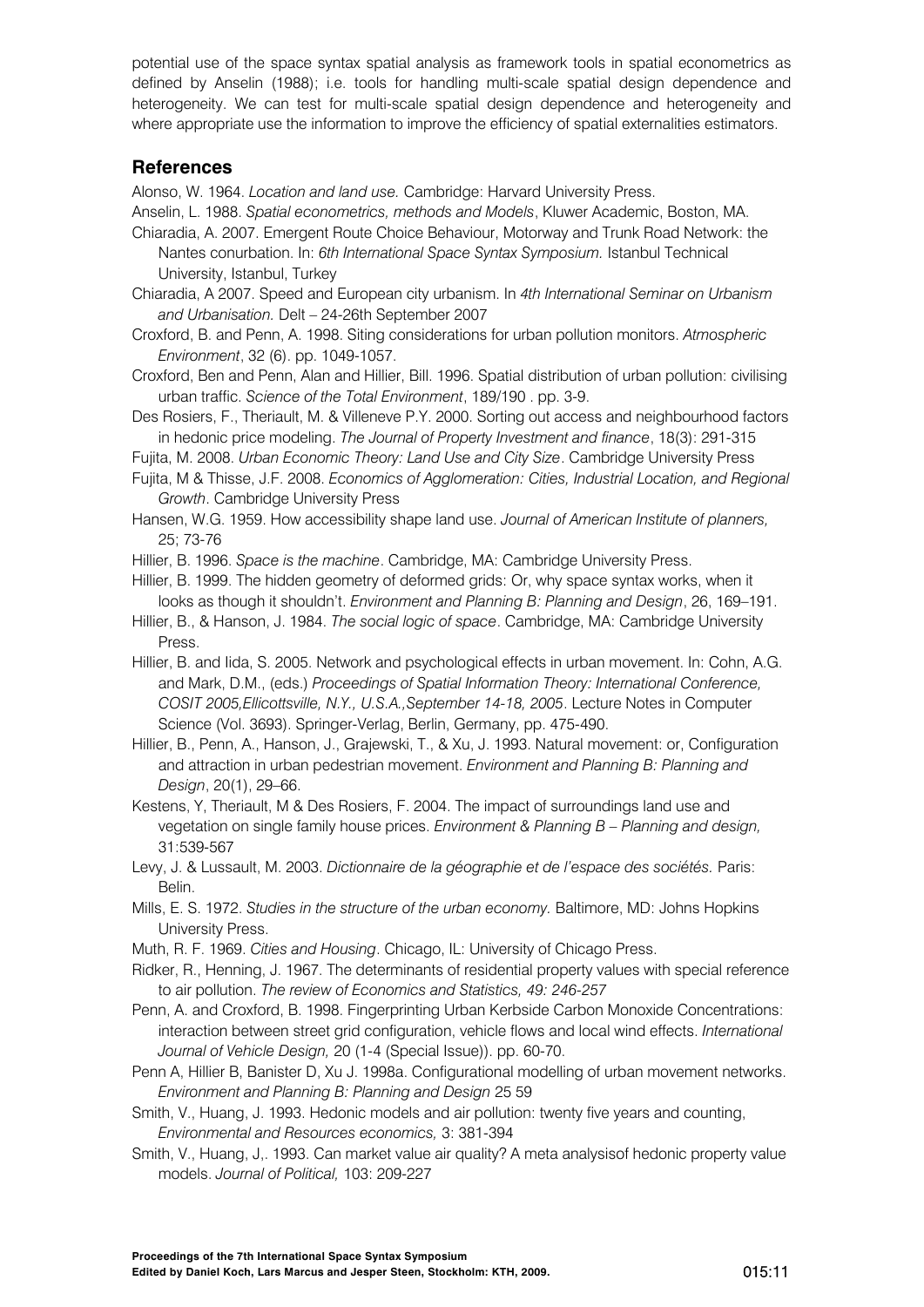potential use of the space syntax spatial analysis as framework tools in spatial econometrics as defined by Anselin (1988); i.e. tools for handling multi-scale spatial design dependence and heterogeneity. We can test for multi-scale spatial design dependence and heterogeneity and where appropriate use the information to improve the efficiency of spatial externalities estimators.

## References

Alonso, W. 1964. *Location and land use.* Cambridge: Harvard University Press.

Anselin, L. 1988. *Spatial econometrics, methods and Models*, Kluwer Academic, Boston, MA.

Chiaradia, A. 2007. Emergent Route Choice Behaviour, Motorway and Trunk Road Network: the Nantes conurbation. In: *6th International Space Syntax Symposium.* Istanbul Technical University, Istanbul, Turkey

Chiaradia, A 2007. Speed and European city urbanism. In *4th International Seminar on Urbanism and Urbanisation.* Delt – 24-26th September 2007

Croxford, B. and Penn, A. 1998. Siting considerations for urban pollution monitors. *Atmospheric Environment*, 32 (6). pp. 1049-1057.

Croxford, Ben and Penn, Alan and Hillier, Bill. 1996. Spatial distribution of urban pollution: civilising urban traffic. *Science of the Total Environment*, 189/190 . pp. 3-9.

Des Rosiers, F., Theriault, M. & Villeneve P.Y. 2000. Sorting out access and neighbourhood factors in hedonic price modeling. *The Journal of Property Investment and finance*, 18(3): 291-315

Fujita, M. 2008. *Urban Economic Theory: Land Use and City Size*. Cambridge University Press

Fujita, M & Thisse, J.F. 2008. *Economics of Agglomeration: Cities, Industrial Location, and Regional Growth*. Cambridge University Press

Hansen, W.G. 1959. How accessibility shape land use. *Journal of American Institute of planners,* 25; 73-76

Hillier, B. 1996. *Space is the machine*. Cambridge, MA: Cambridge University Press.

Hillier, B. 1999. The hidden geometry of deformed grids: Or, why space syntax works, when it looks as though it shouldn't. *Environment and Planning B: Planning and Design*, 26, 169–191.

Hillier, B., & Hanson, J. 1984. *The social logic of space*. Cambridge, MA: Cambridge University Press.

Hillier, B. and Iida, S. 2005. Network and psychological effects in urban movement. In: Cohn, A.G. and Mark, D.M., (eds.) *Proceedings of Spatial Information Theory: International Conference, COSIT 2005,Ellicottsville, N.Y., U.S.A.,September 14-18, 2005*. Lecture Notes in Computer Science (Vol. 3693). Springer-Verlag, Berlin, Germany, pp. 475-490.

Hillier, B., Penn, A., Hanson, J., Grajewski, T., & Xu, J. 1993. Natural movement: or, Configuration and attraction in urban pedestrian movement. *Environment and Planning B: Planning and Design*, 20(1), 29–66.

Kestens, Y, Theriault, M & Des Rosiers, F. 2004. The impact of surroundings land use and vegetation on single family house prices. *Environment & Planning B – Planning and design,* 31:539-567

Levy, J. & Lussault, M. 2003. *Dictionnaire de la géographie et de l'espace des sociétés.* Paris: Belin.

Mills, E. S. 1972. *Studies in the structure of the urban economy.* Baltimore, MD: Johns Hopkins University Press.

Muth, R. F. 1969. *Cities and Housing*. Chicago, IL: University of Chicago Press.

Ridker, R., Henning, J. 1967. The determinants of residential property values with special reference to air pollution. *The review of Economics and Statistics, 49: 246-257*

Penn, A. and Croxford, B. 1998. Fingerprinting Urban Kerbside Carbon Monoxide Concentrations: interaction between street grid configuration, vehicle flows and local wind effects. *International Journal of Vehicle Design,* 20 (1-4 (Special Issue)). pp. 60-70.

Penn A, Hillier B, Banister D, Xu J. 1998a. Configurational modelling of urban movement networks. *Environment and Planning B: Planning and Design* 25 59

Smith, V., Huang, J. 1993. Hedonic models and air pollution: twenty five years and counting, *Environmental and Resources economics,* 3: 381-394

Smith, V., Huang, J,. 1993. Can market value air quality? A meta analysisof hedonic property value models. *Journal of Political,* 103: 209-227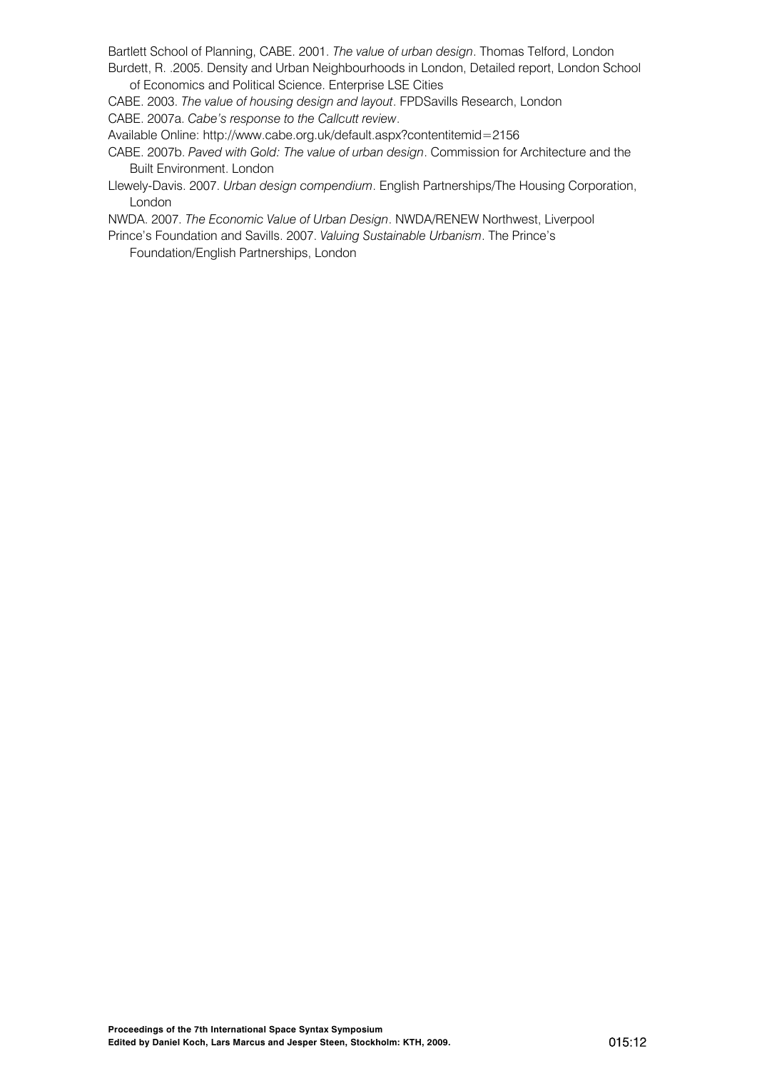Bartlett School of Planning, CABE. 2001. *The value of urban design*. Thomas Telford, London

Burdett, R. .2005. Density and Urban Neighbourhoods in London, Detailed report, London School of Economics and Political Science. Enterprise LSE Cities

CABE. 2003. *The value of housing design and layout*. FPDSavills Research, London

CABE. 2007a. *Cabe's response to the Callcutt review*.

Available Online: http://www.cabe.org.uk/default.aspx?contentitemid=2156

CABE. 2007b. *Paved with Gold: The value of urban design*. Commission for Architecture and the Built Environment. London

Llewely-Davis. 2007. *Urban design compendium*. English Partnerships/The Housing Corporation, London

NWDA. 2007. *The Economic Value of Urban Design*. NWDA/RENEW Northwest, Liverpool

Prince's Foundation and Savills. 2007. *Valuing Sustainable Urbanism*. The Prince's Foundation/English Partnerships, London